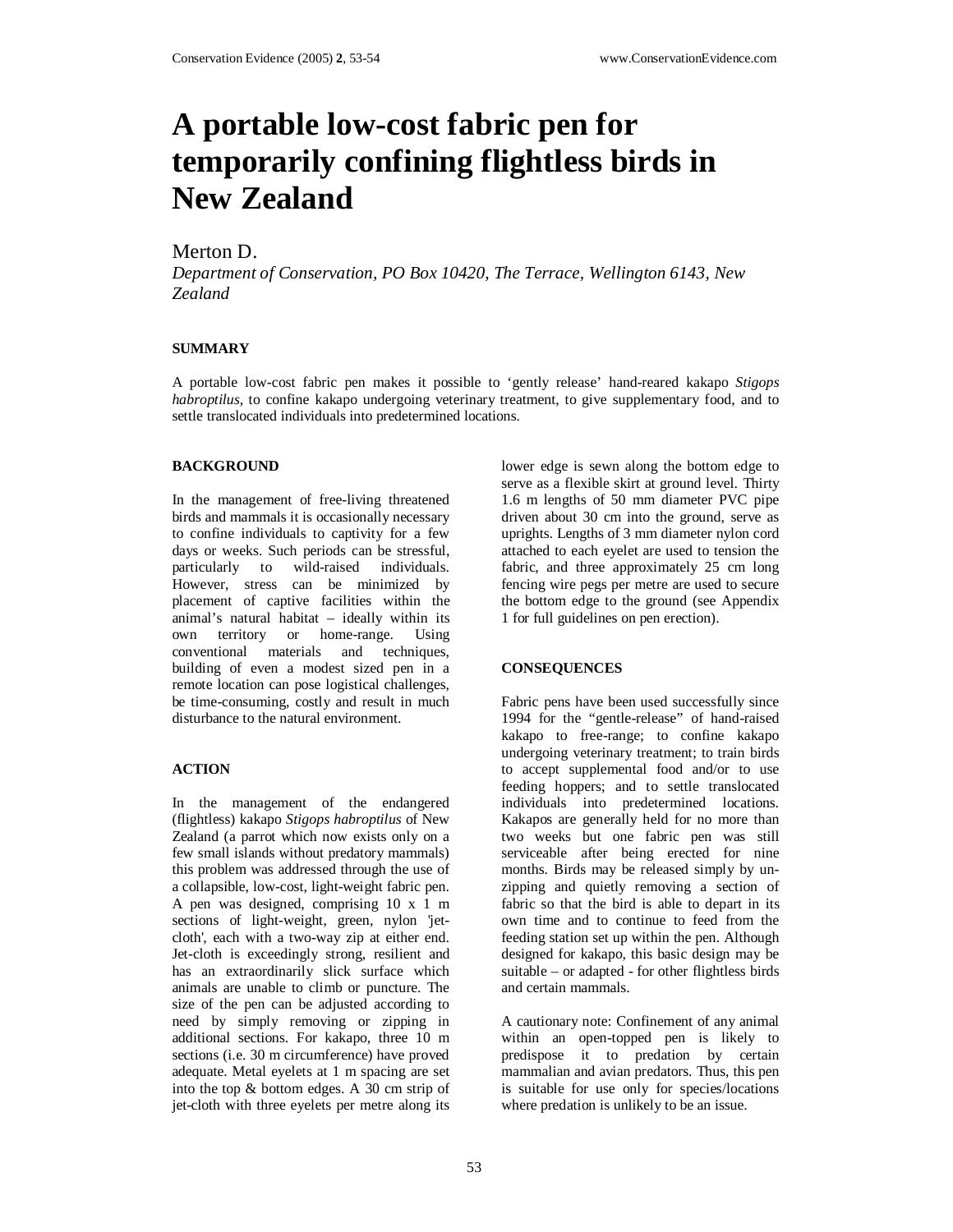# A portable low-cost fabric pen for temporarily confining flightless birds in New Zealand

Merton D.

*Department of Conservation, PO Box 10420, The Terrace, Wellington 6143, New Zealand*

## SUMMARY

A portable low-cost fabric pen makes it possible to 'gently release' hand-reared kakapo *Stigops habroptilus*, to confine kakapo undergoing veterinary treatment, to give supplementary food, and to settle translocated individuals into predetermined locations.

## BACKGROUND

In the management of free-living threatened birds and mammals it is occasionally necessary to confine individuals to captivity for a few days or weeks. Such periods can be stressful, particularly to wild-raised individuals. However, stress can be minimized by placement of captive facilities within the animal's natural habitat – ideally within its own territory or home-range. Using conventional materials and techniques, building of even a modest sized pen in a remote location can pose logistical challenges, be time-consuming, costly and result in much disturbance to the natural environment.

## ACTION

In the management of the endangered (flightless) kakapo *Stigops habroptilus* of New Zealand (a parrot which now exists only on a few small islands without predatory mammals) this problem was addressed through the use of a collapsible, low-cost, light-weight fabric pen. A pen was designed, comprising 10 x 1 m sections of light-weight, green, nylon 'jet-cloth', each with a two-way zip at either end. Jet-cloth is exceedingly strong, resilient and has an extraordinarily slick surface which animals are unable to climb or puncture. The size of the pen can be adjusted according to need by simply removing or zipping in additional sections. For kakapo, three 10 m sections (i.e. 30 m circumference) have proved adequate. Metal eyelets at 1 m spacing are set into the top & bottom edges. A 30 cm strip of jet-cloth with three eyelets per metre along its lower edge is sewn along the bottom edge to serve as a flexible skirt at ground level. Thirty 1.6 m lengths of 50 mm diameter PVC pipe driven about 30 cm into the ground, serve as uprights. Lengths of 3 mm diameter nylon cord attached to each eyelet are used to tension the fabric, and three approximately 25 cm long fencing wire pegs per metre are used to secure the bottom edge to the ground (see Appendix 1 for full guidelines on pen erection).

## CONSEQUENCES

Fabric pens have been used successfully since 1994 for the "gentle-release" of hand-raised kakapo to free-range; to confine kakapo undergoing veterinary treatment; to train birds to accept supplemental food and/or to use feeding hoppers; and to settle translocated individuals into predetermined locations. Kakapos are generally held for no more than two weeks but one fabric pen was still serviceable after being erected for nine months. Birds may be released simply by un-zipping and quietly removing a section of fabric so that the bird is able to depart in its own time and to continue to feed from the feeding station set up within the pen. Although designed for kakapo, this basic design may be suitable – or adapted - for other flightless birds and certain mammals.

A cautionary note: Confinement of any animal within an open-topped pen is likely to predispose it to predation by certain mammalian and avian predators. Thus, this pen is suitable for use only for species/locations where predation is unlikely to be an issue.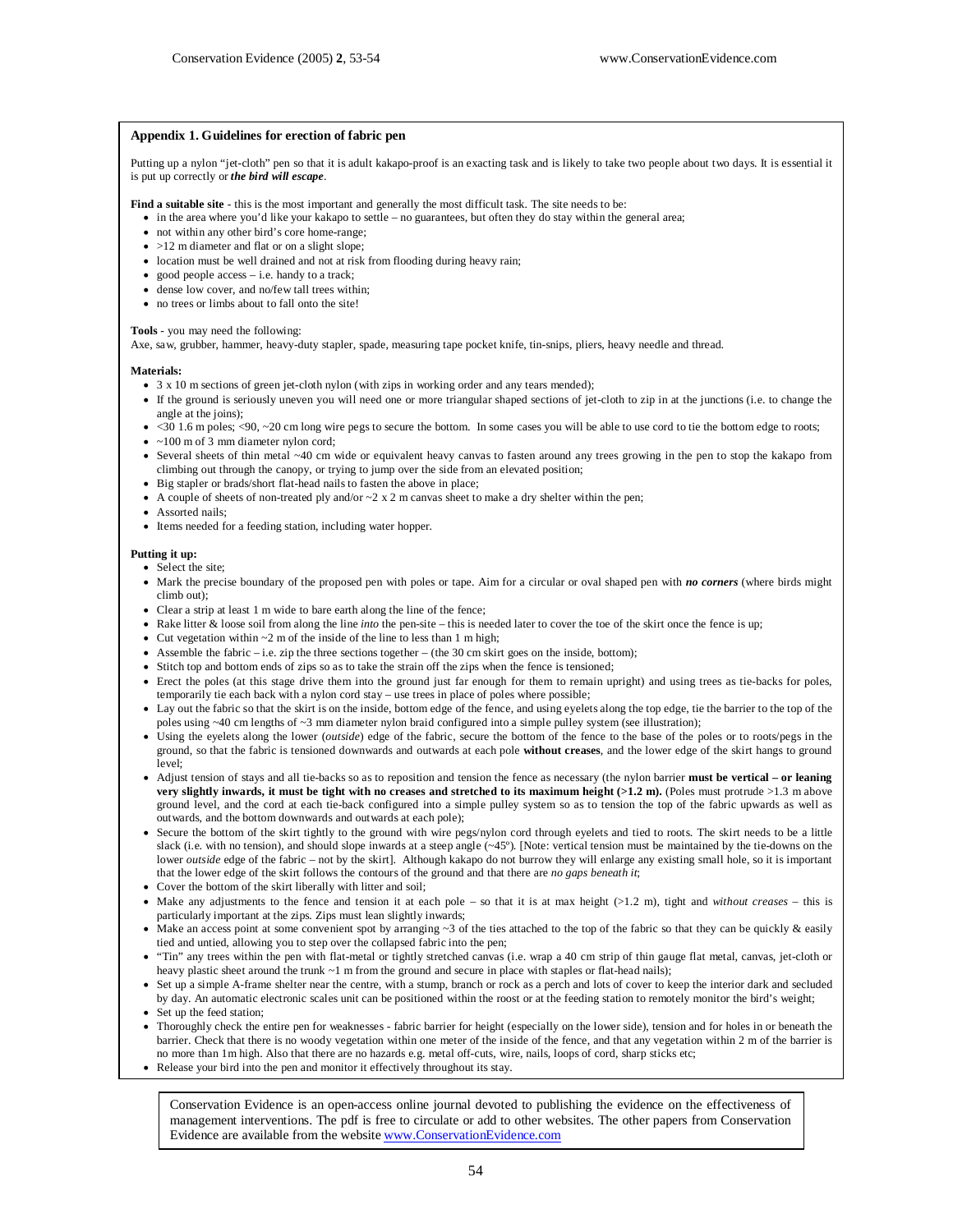## Appendix 1. Guidelines for erection of fabric pen

Putting up a nylon "jet-cloth" pen so that it is adult kakapo-proof is an exacting task and is likely to take two people about two days. It is essential it is put up correctly or ***the bird will escape***.

**Find a suitable site** - this is the most important and generally the most difficult task. The site needs to be:

- in the area where you'd like your kakapo to settle – no guarantees, but often they do stay within the general area;
- not within any other bird's core home-range;
- >12 m diameter and flat or on a slight slope;
- location must be well drained and not at risk from flooding during heavy rain;
- good people access – i.e. handy to a track;
- dense low cover, and no/few tall trees within;
- no trees or limbs about to fall onto the site!

**Tools** - you may need the following:
Axe, saw, grubber, hammer, heavy-duty stapler, spade, measuring tape pocket knife, tin-snips, pliers, heavy needle and thread.

**Materials:**

- 3 x 10 m sections of green jet-cloth nylon (with zips in working order and any tears mended);
- If the ground is seriously uneven you will need one or more triangular shaped sections of jet-cloth to zip in at the junctions (i.e. to change the angle at the joins);
- <30 1.6 m poles; <90, ~20 cm long wire pegs to secure the bottom. In some cases you will be able to use cord to tie the bottom edge to roots;
- ~100 m of 3 mm diameter nylon cord;
- Several sheets of thin metal ~40 cm wide or equivalent heavy canvas to fasten around any trees growing in the pen to stop the kakapo from climbing out through the canopy, or trying to jump over the side from an elevated position;
- Big stapler or brads/short flat-head nails to fasten the above in place;
- A couple of sheets of non-treated ply and/or ~2 x 2 m canvas sheet to make a dry shelter within the pen;
- Assorted nails;
- Items needed for a feeding station, including water hopper.

**Putting it up:**

- Select the site;
- Mark the precise boundary of the proposed pen with poles or tape. Aim for a circular or oval shaped pen with ***no corners*** (where birds might climb out);
- Clear a strip at least 1 m wide to bare earth along the line of the fence;
- Rake litter & loose soil from along the line *into* the pen-site – this is needed later to cover the toe of the skirt once the fence is up;
- Cut vegetation within ~2 m of the inside of the line to less than 1 m high;
- Assemble the fabric – i.e. zip the three sections together – (the 30 cm skirt goes on the inside, bottom);
- Stitch top and bottom ends of zips so as to take the strain off the zips when the fence is tensioned;
- Erect the poles (at this stage drive them into the ground just far enough for them to remain upright) and using trees as tie-backs for poles, temporarily tie each back with a nylon cord stay – use trees in place of poles where possible;
- Lay out the fabric so that the skirt is on the inside, bottom edge of the fence, and using eyelets along the top edge, tie the barrier to the top of the poles using ~40 cm lengths of ~3 mm diameter nylon braid configured into a simple pulley system (see illustration);
- Using the eyelets along the lower (*outside*) edge of the fabric, secure the bottom of the fence to the base of the poles or to roots/pegs in the ground, so that the fabric is tensioned downwards and outwards at each pole **without creases**, and the lower edge of the skirt hangs to ground level;
- Adjust tension of stays and all tie-backs so as to reposition and tension the fence as necessary (the nylon barrier **must be vertical – or leaning very slightly inwards, it must be tight with no creases and stretched to its maximum height (>1.2 m).** (Poles must protrude >1.3 m above ground level, and the cord at each tie-back configured into a simple pulley system so as to tension the top of the fabric upwards as well as outwards, and the bottom downwards and outwards at each pole);
- Secure the bottom of the skirt tightly to the ground with wire pegs/nylon cord through eyelets and tied to roots. The skirt needs to be a little slack (i.e. with no tension), and should slope inwards at a steep angle (~45º). [Note: vertical tension must be maintained by the tie-downs on the lower *outside* edge of the fabric – not by the skirt]. Although kakapo do not burrow they will enlarge any existing small hole, so it is important that the lower edge of the skirt follows the contours of the ground and that there are *no gaps beneath it*;
- Cover the bottom of the skirt liberally with litter and soil;
- Make any adjustments to the fence and tension it at each pole – so that it is at max height (>1.2 m), tight and *without creases* – this is particularly important at the zips. Zips must lean slightly inwards;
- Make an access point at some convenient spot by arranging ~3 of the ties attached to the top of the fabric so that they can be quickly & easily tied and untied, allowing you to step over the collapsed fabric into the pen;
- "Tin" any trees within the pen with flat-metal or tightly stretched canvas (i.e. wrap a 40 cm strip of thin gauge flat metal, canvas, jet-cloth or heavy plastic sheet around the trunk ~1 m from the ground and secure in place with staples or flat-head nails);
- Set up a simple A-frame shelter near the centre, with a stump, branch or rock as a perch and lots of cover to keep the interior dark and secluded by day. An automatic electronic scales unit can be positioned within the roost or at the feeding station to remotely monitor the bird's weight;
- Set up the feed station;
- Thoroughly check the entire pen for weaknesses - fabric barrier for height (especially on the lower side), tension and for holes in or beneath the barrier. Check that there is no woody vegetation within one meter of the inside of the fence, and that any vegetation within 2 m of the barrier is no more than 1m high. Also that there are no hazards e.g. metal off-cuts, wire, nails, loops of cord, sharp sticks etc;
- Release your bird into the pen and monitor it effectively throughout its stay.

Conservation Evidence is an open-access online journal devoted to publishing the evidence on the effectiveness of management interventions. The pdf is free to circulate or add to other websites. The other papers from Conservation Evidence are available from the website www.ConservationEvidence.com